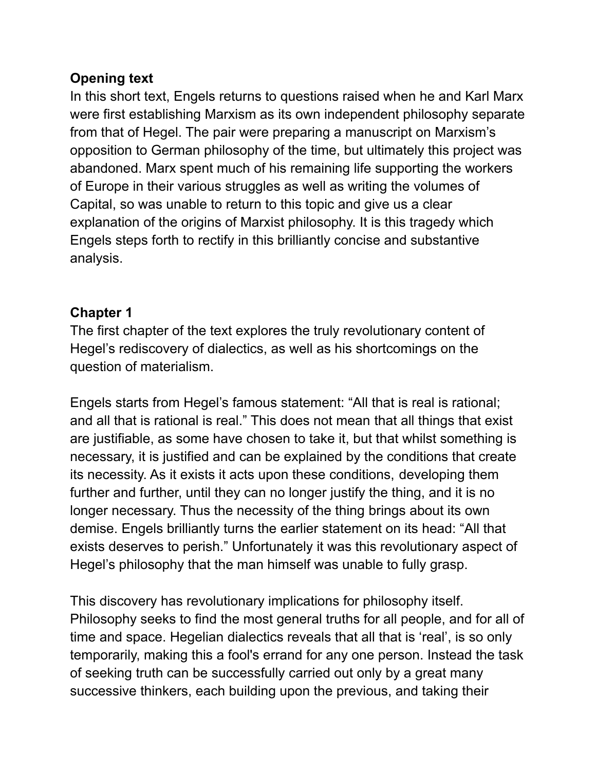**Opening text**

In this short text, Engels returns to questions raised when he and Karl Marx were first establishing Marxism as its own independent philosophy separate from that of Hegel. The pair were preparing a manuscript on Marxism's opposition to German philosophy of the time, but ultimately this project was abandoned. Marx spent much of his remaining life supporting the workers of Europe in their various struggles as well as writing the volumes of Capital, so was unable to return to this topic and give us a clear explanation of the origins of Marxist philosophy. It is this tragedy which Engels steps forth to rectify in this brilliantly concise and substantive analysis.

**Chapter 1**

The first chapter of the text explores the truly revolutionary content of Hegel's rediscovery of dialectics, as well as his shortcomings on the question of materialism.

Engels starts from Hegel's famous statement: "All that is real is rational; and all that is rational is real." This does not mean that all things that exist are justifiable, as some have chosen to take it, but that whilst something is necessary, it is justified and can be explained by the conditions that create its necessity. As it exists it acts upon these conditions, developing them further and further, until they can no longer justify the thing, and it is no longer necessary. Thus the necessity of the thing brings about its own demise. Engels brilliantly turns the earlier statement on its head: "All that exists deserves to perish." Unfortunately it was this revolutionary aspect of Hegel's philosophy that the man himself was unable to fully grasp.

This discovery has revolutionary implications for philosophy itself. Philosophy seeks to find the most general truths for all people, and for all of time and space. Hegelian dialectics reveals that all that is 'real', is so only temporarily, making this a fool's errand for any one person. Instead the task of seeking truth can be successfully carried out only by a great many successive thinkers, each building upon the previous, and taking their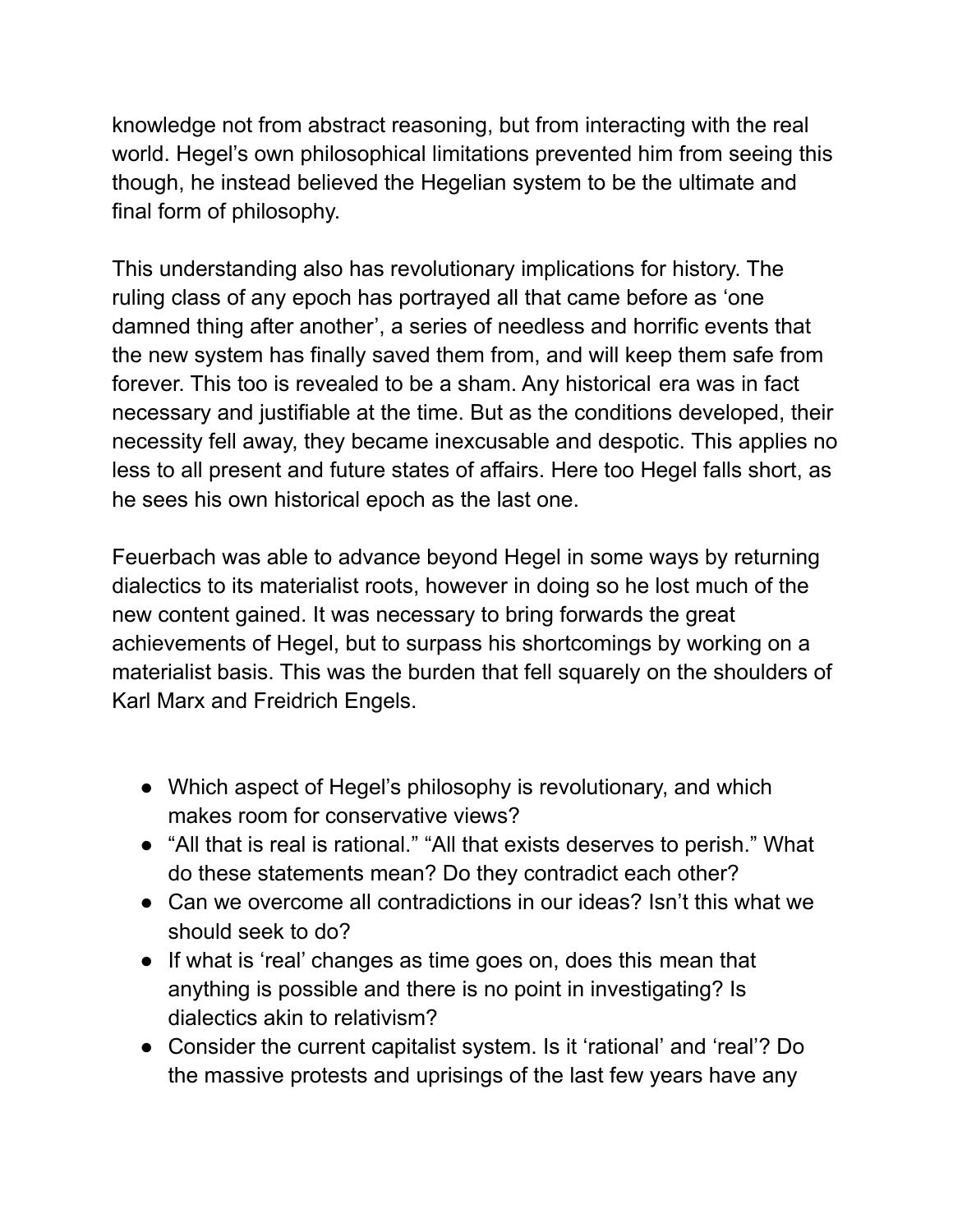knowledge not from abstract reasoning, but from interacting with the real world. Hegel's own philosophical limitations prevented him from seeing this though, he instead believed the Hegelian system to be the ultimate and final form of philosophy.

This understanding also has revolutionary implications for history. The ruling class of any epoch has portrayed all that came before as 'one damned thing after another', a series of needless and horrific events that the new system has finally saved them from, and will keep them safe from forever. This too is revealed to be a sham. Any historical era was in fact necessary and justifiable at the time. But as the conditions developed, their necessity fell away, they became inexcusable and despotic. This applies no less to all present and future states of affairs. Here too Hegel falls short, as he sees his own historical epoch as the last one.

Feuerbach was able to advance beyond Hegel in some ways by returning dialectics to its materialist roots, however in doing so he lost much of the new content gained. It was necessary to bring forwards the great achievements of Hegel, but to surpass his shortcomings by working on a materialist basis. This was the burden that fell squarely on the shoulders of Karl Marx and Freidrich Engels.

- Which aspect of Hegel's philosophy is revolutionary, and which makes room for conservative views?
- "All that is real is rational." "All that exists deserves to perish." What do these statements mean? Do they contradict each other?
- Can we overcome all contradictions in our ideas? Isn't this what we should seek to do?
- If what is 'real' changes as time goes on, does this mean that anything is possible and there is no point in investigating? Is dialectics akin to relativism?
- Consider the current capitalist system. Is it 'rational' and 'real'? Do the massive protests and uprisings of the last few years have any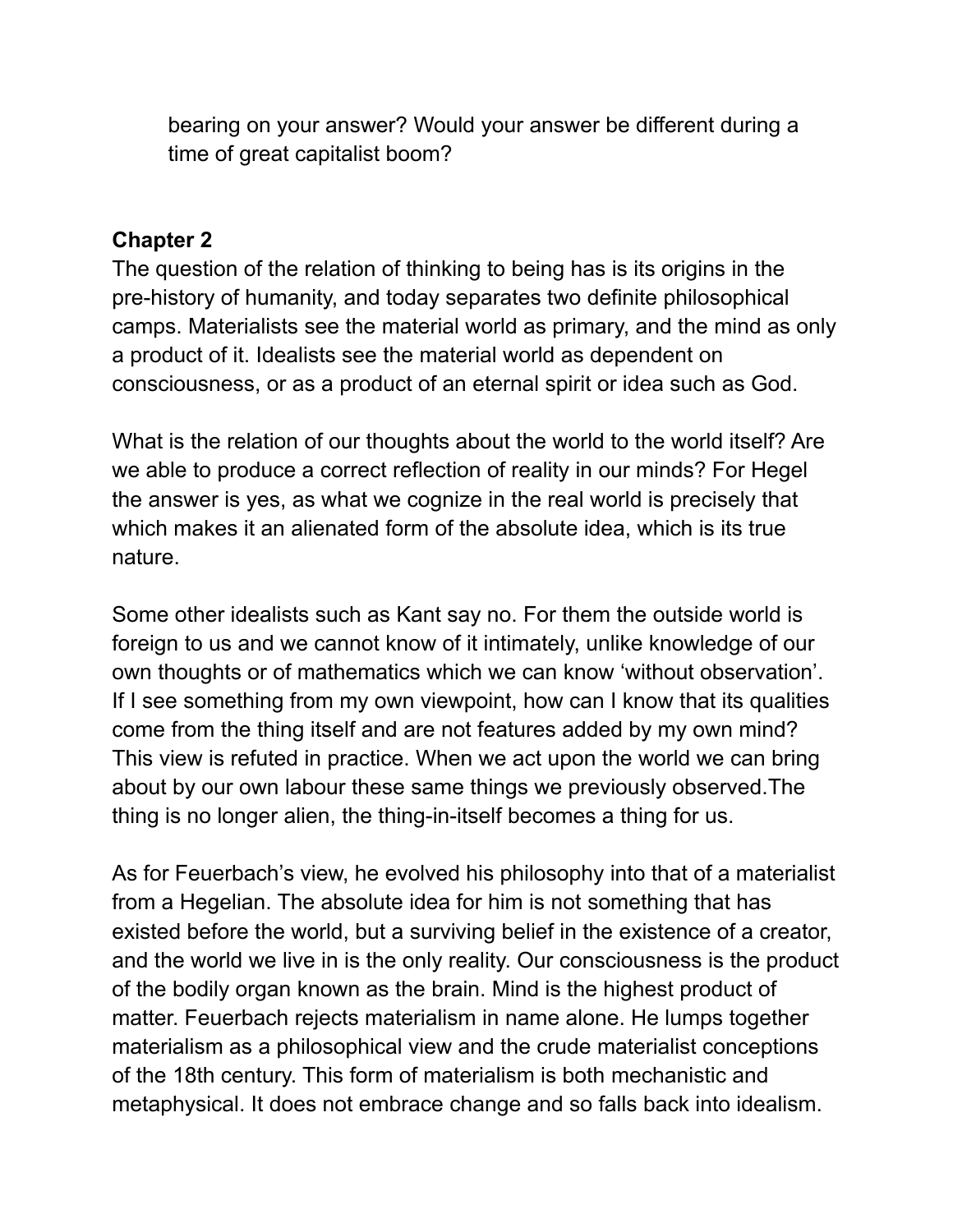bearing on your answer? Would your answer be different during a time of great capitalist boom?

**Chapter 2**

The question of the relation of thinking to being has is its origins in the pre-history of humanity, and today separates two definite philosophical camps. Materialists see the material world as primary, and the mind as only a product of it. Idealists see the material world as dependent on consciousness, or as a product of an eternal spirit or idea such as God.

What is the relation of our thoughts about the world to the world itself? Are we able to produce a correct reflection of reality in our minds? For Hegel the answer is yes, as what we cognize in the real world is precisely that which makes it an alienated form of the absolute idea, which is its true nature.

Some other idealists such as Kant say no. For them the outside world is foreign to us and we cannot know of it intimately, unlike knowledge of our own thoughts or of mathematics which we can know 'without observation'. If I see something from my own viewpoint, how can I know that its qualities come from the thing itself and are not features added by my own mind? This view is refuted in practice. When we act upon the world we can bring about by our own labour these same things we previously observed.The thing is no longer alien, the thing-in-itself becomes a thing for us.

As for Feuerbach's view, he evolved his philosophy into that of a materialist from a Hegelian. The absolute idea for him is not something that has existed before the world, but a surviving belief in the existence of a creator, and the world we live in is the only reality. Our consciousness is the product of the bodily organ known as the brain. Mind is the highest product of matter. Feuerbach rejects materialism in name alone. He lumps together materialism as a philosophical view and the crude materialist conceptions of the 18th century. This form of materialism is both mechanistic and metaphysical. It does not embrace change and so falls back into idealism.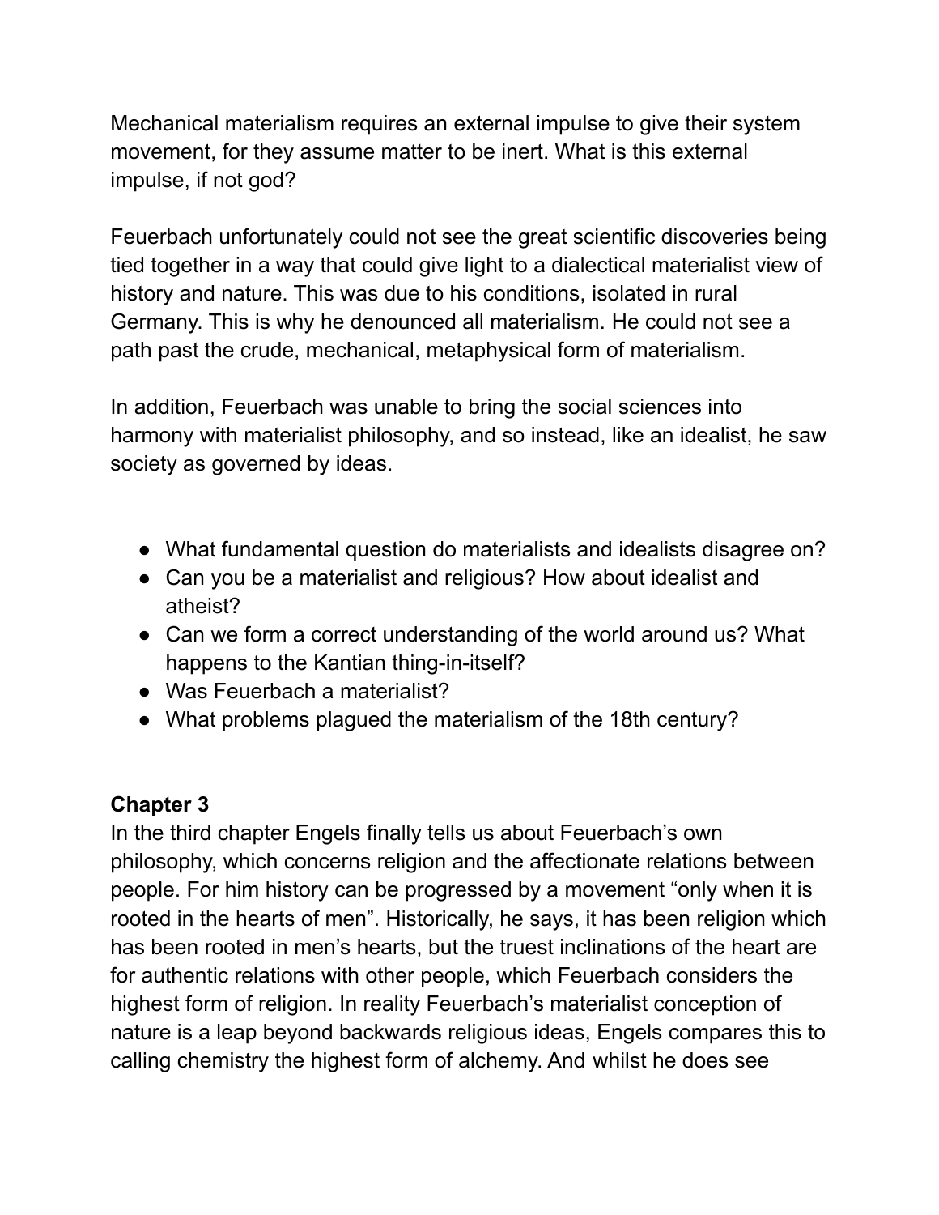Mechanical materialism requires an external impulse to give their system movement, for they assume matter to be inert. What is this external impulse, if not god?

Feuerbach unfortunately could not see the great scientific discoveries being tied together in a way that could give light to a dialectical materialist view of history and nature. This was due to his conditions, isolated in rural Germany. This is why he denounced all materialism. He could not see a path past the crude, mechanical, metaphysical form of materialism.

In addition, Feuerbach was unable to bring the social sciences into harmony with materialist philosophy, and so instead, like an idealist, he saw society as governed by ideas.

- What fundamental question do materialists and idealists disagree on?
- Can you be a materialist and religious? How about idealist and atheist?
- Can we form a correct understanding of the world around us? What happens to the Kantian thing-in-itself?
- Was Feuerbach a materialist?
- What problems plagued the materialism of the 18th century?

**Chapter 3**

In the third chapter Engels finally tells us about Feuerbach's own philosophy, which concerns religion and the affectionate relations between people. For him history can be progressed by a movement "only when it is rooted in the hearts of men". Historically, he says, it has been religion which has been rooted in men's hearts, but the truest inclinations of the heart are for authentic relations with other people, which Feuerbach considers the highest form of religion. In reality Feuerbach's materialist conception of nature is a leap beyond backwards religious ideas, Engels compares this to calling chemistry the highest form of alchemy. And whilst he does see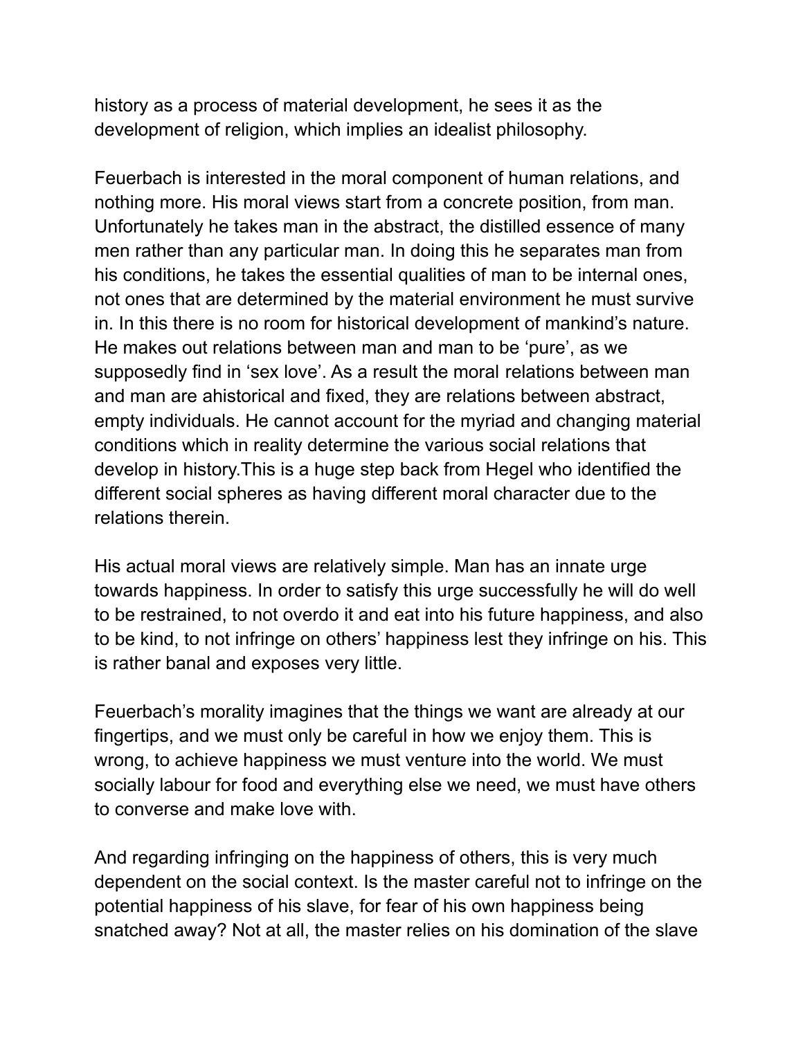history as a process of material development, he sees it as the development of religion, which implies an idealist philosophy.

Feuerbach is interested in the moral component of human relations, and nothing more. His moral views start from a concrete position, from man. Unfortunately he takes man in the abstract, the distilled essence of many men rather than any particular man. In doing this he separates man from his conditions, he takes the essential qualities of man to be internal ones, not ones that are determined by the material environment he must survive in. In this there is no room for historical development of mankind's nature. He makes out relations between man and man to be 'pure', as we supposedly find in 'sex love'. As a result the moral relations between man and man are ahistorical and fixed, they are relations between abstract, empty individuals. He cannot account for the myriad and changing material conditions which in reality determine the various social relations that develop in history.This is a huge step back from Hegel who identified the different social spheres as having different moral character due to the relations therein.

His actual moral views are relatively simple. Man has an innate urge towards happiness. In order to satisfy this urge successfully he will do well to be restrained, to not overdo it and eat into his future happiness, and also to be kind, to not infringe on others' happiness lest they infringe on his. This is rather banal and exposes very little.

Feuerbach's morality imagines that the things we want are already at our fingertips, and we must only be careful in how we enjoy them. This is wrong, to achieve happiness we must venture into the world. We must socially labour for food and everything else we need, we must have others to converse and make love with.

And regarding infringing on the happiness of others, this is very much dependent on the social context. Is the master careful not to infringe on the potential happiness of his slave, for fear of his own happiness being snatched away? Not at all, the master relies on his domination of the slave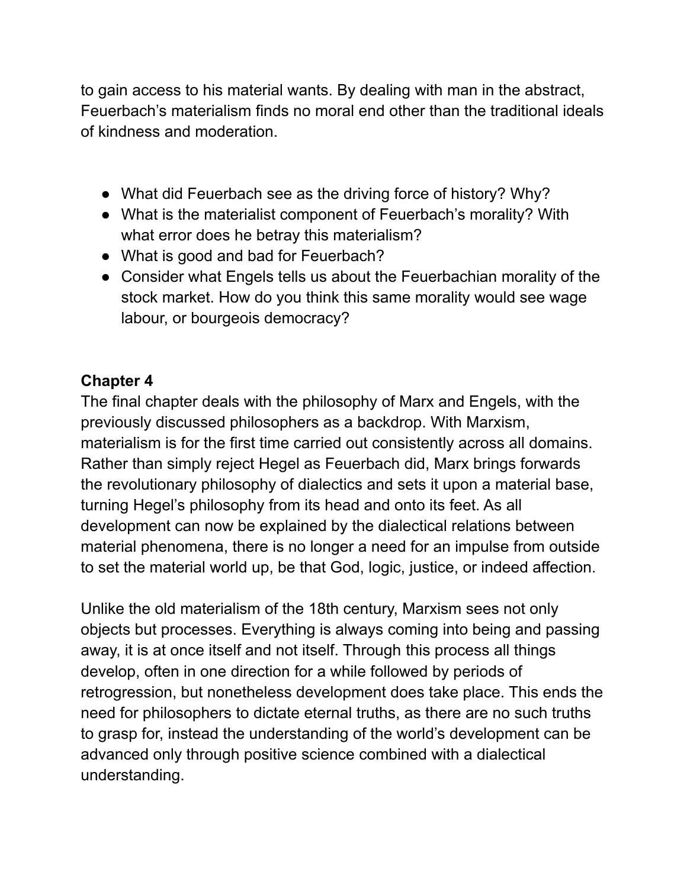to gain access to his material wants. By dealing with man in the abstract, Feuerbach's materialism finds no moral end other than the traditional ideals of kindness and moderation.

- What did Feuerbach see as the driving force of history? Why?
- What is the materialist component of Feuerbach's morality? With what error does he betray this materialism?
- What is good and bad for Feuerbach?
- Consider what Engels tells us about the Feuerbachian morality of the stock market. How do you think this same morality would see wage labour, or bourgeois democracy?

**Chapter 4**

The final chapter deals with the philosophy of Marx and Engels, with the previously discussed philosophers as a backdrop. With Marxism, materialism is for the first time carried out consistently across all domains. Rather than simply reject Hegel as Feuerbach did, Marx brings forwards the revolutionary philosophy of dialectics and sets it upon a material base, turning Hegel's philosophy from its head and onto its feet. As all development can now be explained by the dialectical relations between material phenomena, there is no longer a need for an impulse from outside to set the material world up, be that God, logic, justice, or indeed affection.

Unlike the old materialism of the 18th century, Marxism sees not only objects but processes. Everything is always coming into being and passing away, it is at once itself and not itself. Through this process all things develop, often in one direction for a while followed by periods of retrogression, but nonetheless development does take place. This ends the need for philosophers to dictate eternal truths, as there are no such truths to grasp for, instead the understanding of the world's development can be advanced only through positive science combined with a dialectical understanding.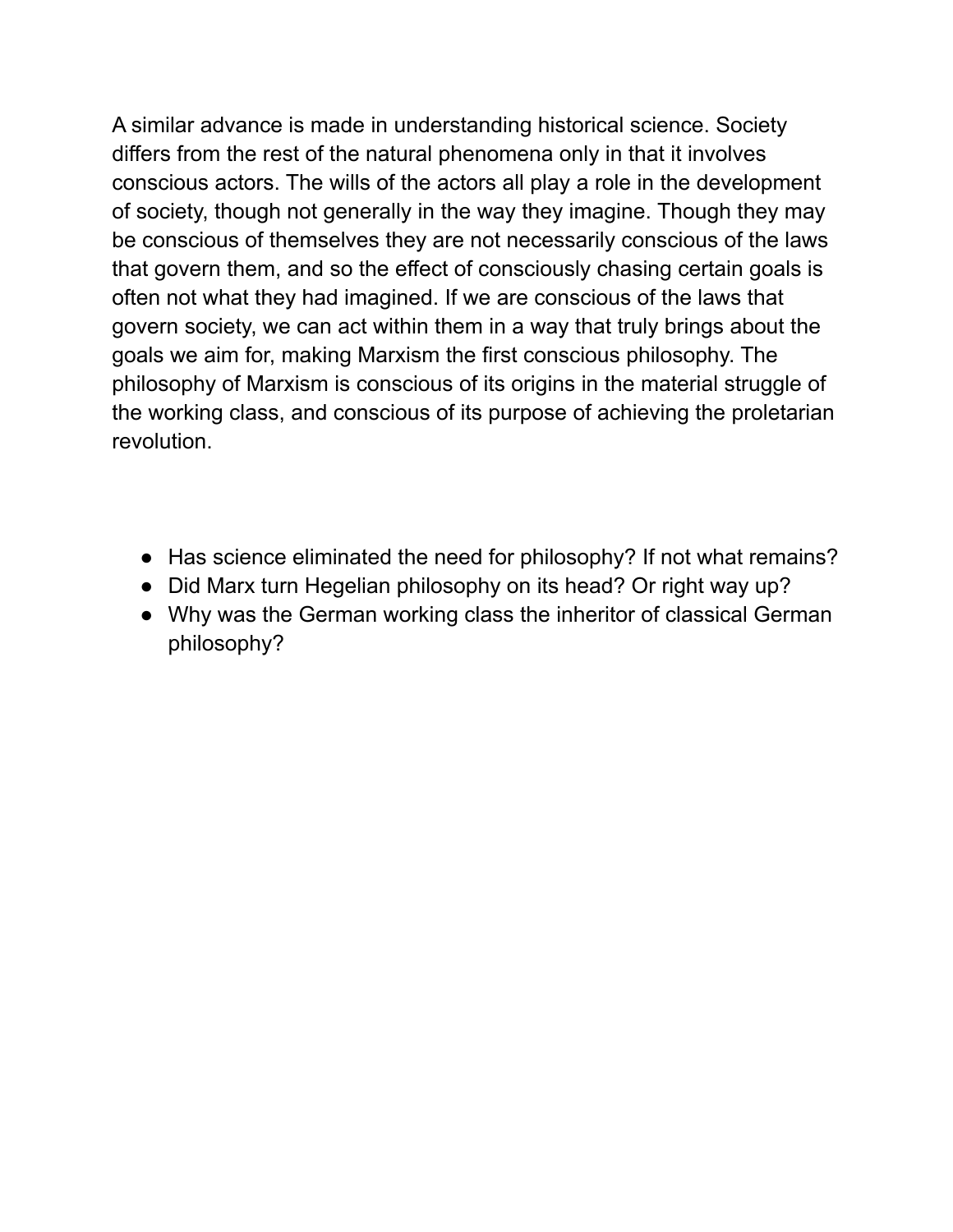A similar advance is made in understanding historical science. Society differs from the rest of the natural phenomena only in that it involves conscious actors. The wills of the actors all play a role in the development of society, though not generally in the way they imagine. Though they may be conscious of themselves they are not necessarily conscious of the laws that govern them, and so the effect of consciously chasing certain goals is often not what they had imagined. If we are conscious of the laws that govern society, we can act within them in a way that truly brings about the goals we aim for, making Marxism the first conscious philosophy. The philosophy of Marxism is conscious of its origins in the material struggle of the working class, and conscious of its purpose of achieving the proletarian revolution.

- Has science eliminated the need for philosophy? If not what remains?
- Did Marx turn Hegelian philosophy on its head? Or right way up?
- Why was the German working class the inheritor of classical German philosophy?